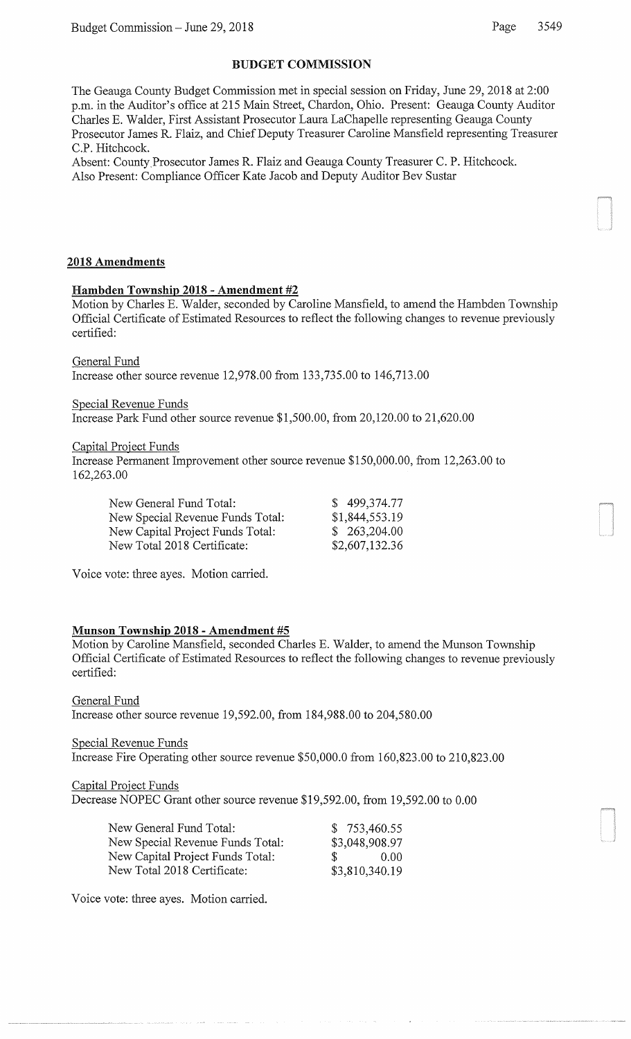## BUDGET COMMISSION

The Geauga County Budget Commission met in special session on Friday, June 29, 2018 at 2:00 p.m. in the Auditor's office at 215 Main Street, Chardon, Ohio. Present: Geauga County Auditor Charles E. Walder, First Assistant Prosecutor Laura LaChapelle representing Geauga County Prosecutor James R. Flaiz, and Chief Deputy Treasurer Caroline Mansfield representing Treasurer C.P. Hitchcock.
Absent: County Prosecutor James R. Flaiz and Geauga County Treasurer C. P. Hitchcock.
Also Present: Compliance Officer Kate Jacob and Deputy Auditor Bev Sustar

### 2018 Amendments

#### Hambden Township 2018 - Amendment #2

Motion by Charles E. Walder, seconded by Caroline Mansfield, to amend the Hambden Township Official Certificate of Estimated Resources to reflect the following changes to revenue previously certified:

General Fund
Increase other source revenue 12,978.00 from 133,735.00 to 146,713.00

Special Revenue Funds
Increase Park Fund other source revenue $1,500.00, from 20,120.00 to 21,620.00

Capital Project Funds
Increase Permanent Improvement other source revenue $150,000.00, from 12,263.00 to 162,263.00

| | |
|---|---|
| New General Fund Total: | $ 499,374.77 |
| New Special Revenue Funds Total: | $1,844,553.19 |
| New Capital Project Funds Total: | $ 263,204.00 |
| New Total 2018 Certificate: | $2,607,132.36 |

Voice vote: three ayes. Motion carried.

#### Munson Township 2018 - Amendment #5

Motion by Caroline Mansfield, seconded Charles E. Walder, to amend the Munson Township Official Certificate of Estimated Resources to reflect the following changes to revenue previously certified:

General Fund
Increase other source revenue 19,592.00, from 184,988.00 to 204,580.00

Special Revenue Funds
Increase Fire Operating other source revenue $50,000.0 from 160,823.00 to 210,823.00

Capital Project Funds
Decrease NOPEC Grant other source revenue $19,592.00, from 19,592.00 to 0.00

| | |
|---|---|
| New General Fund Total: | $ 753,460.55 |
| New Special Revenue Funds Total: | $3,048,908.97 |
| New Capital Project Funds Total: | $ 0.00 |
| New Total 2018 Certificate: | $3,810,340.19 |

Voice vote: three ayes. Motion carried.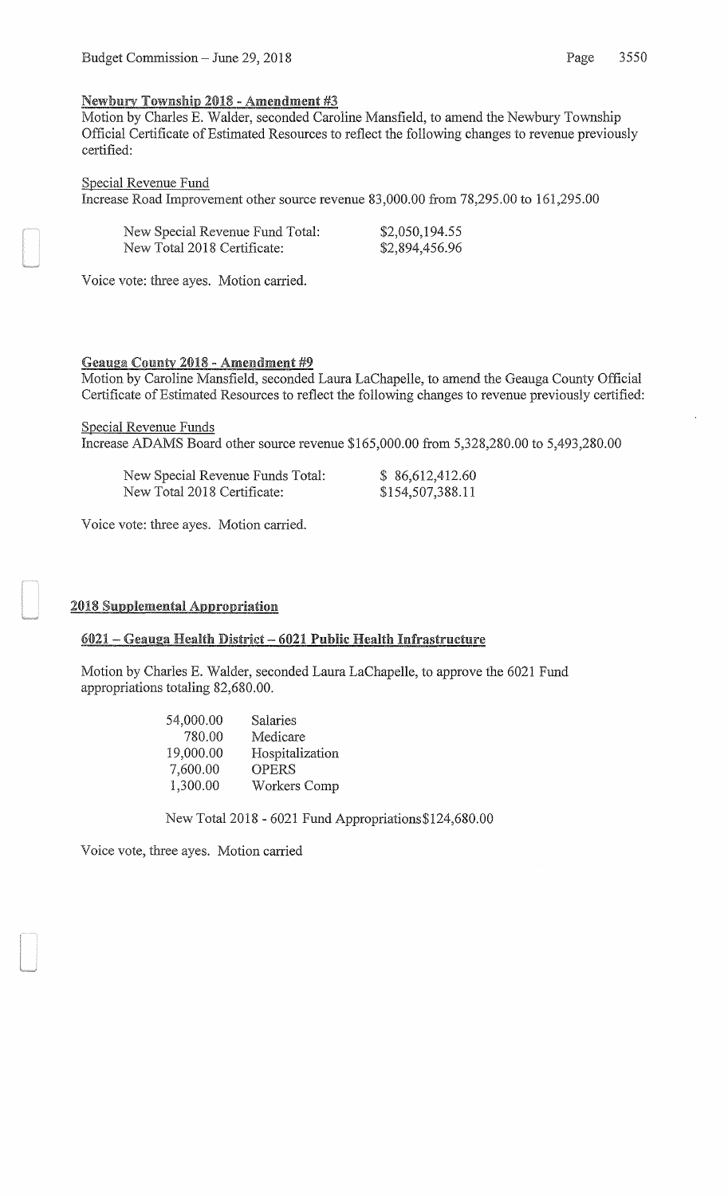### Newbury Township 2018 - Amendment #3

Motion by Charles E. Walder, seconded Caroline Mansfield, to amend the Newbury Township Official Certificate of Estimated Resources to reflect the following changes to revenue previously certified:

Special Revenue Fund
Increase Road Improvement other source revenue 83,000.00 from 78,295.00 to 161,295.00

| | |
|---|---|
| New Special Revenue Fund Total: | $2,050,194.55 |
| New Total 2018 Certificate: | $2,894,456.96 |

Voice vote: three ayes. Motion carried.

### Geauga County 2018 - Amendment #9

Motion by Caroline Mansfield, seconded Laura LaChapelle, to amend the Geauga County Official Certificate of Estimated Resources to reflect the following changes to revenue previously certified:

Special Revenue Funds
Increase ADAMS Board other source revenue $165,000.00 from 5,328,280.00 to 5,493,280.00

| | |
|---|---|
| New Special Revenue Funds Total: | $ 86,612,412.60 |
| New Total 2018 Certificate: | $154,507,388.11 |

Voice vote: three ayes. Motion carried.

### 2018 Supplemental Appropriation

#### 6021 – Geauga Health District – 6021 Public Health Infrastructure

Motion by Charles E. Walder, seconded Laura LaChapelle, to approve the 6021 Fund appropriations totaling 82,680.00.

| | |
|---|---|
| 54,000.00 | Salaries |
| 780.00 | Medicare |
| 19,000.00 | Hospitalization |
| 7,600.00 | OPERS |
| 1,300.00 | Workers Comp |

New Total 2018 - 6021 Fund Appropriations $124,680.00

Voice vote, three ayes. Motion carried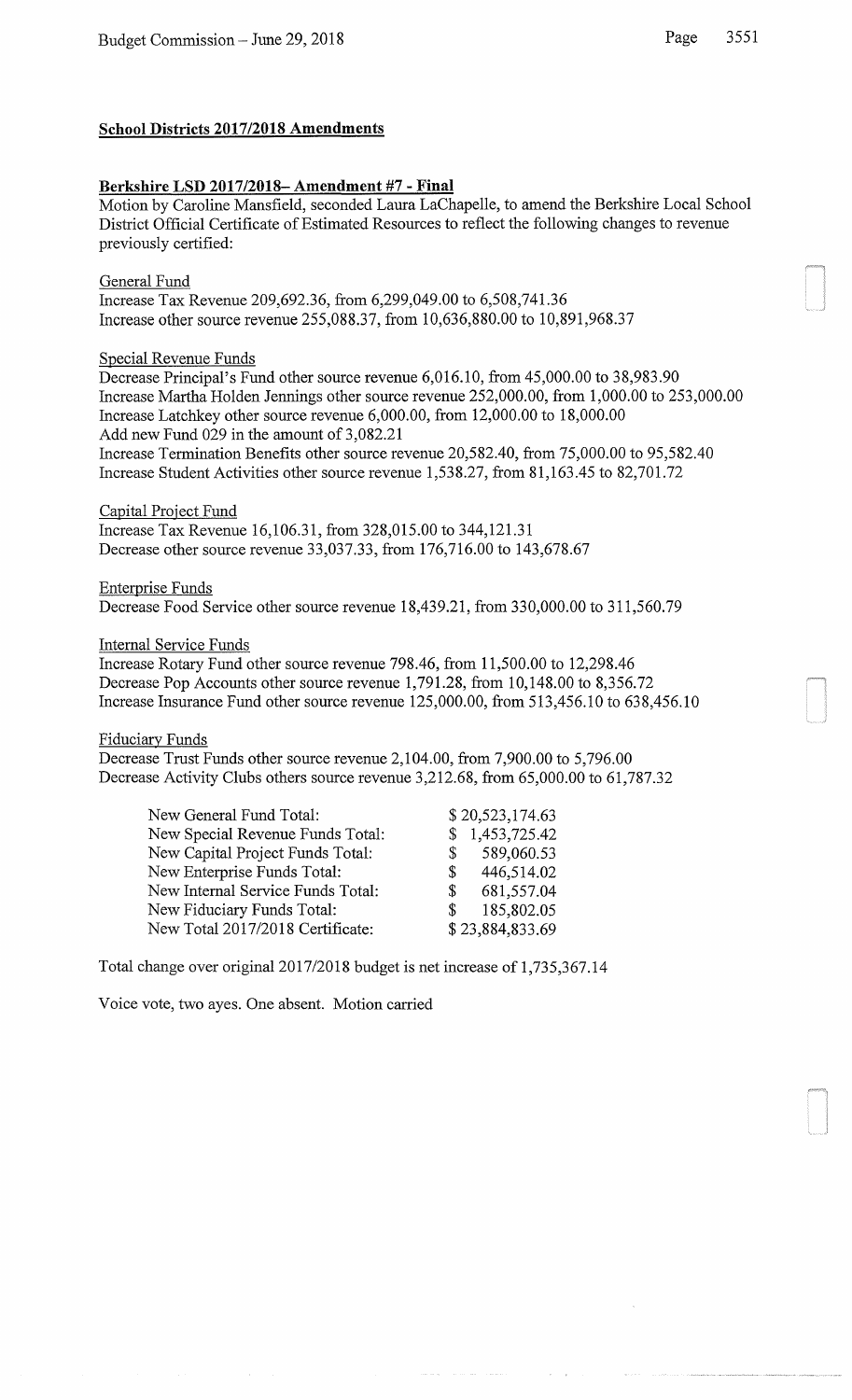## School Districts 2017/2018 Amendments

### Berkshire LSD 2017/2018– Amendment #7 - Final

Motion by Caroline Mansfield, seconded Laura LaChapelle, to amend the Berkshire Local School District Official Certificate of Estimated Resources to reflect the following changes to revenue previously certified:

General Fund
Increase Tax Revenue 209,692.36, from 6,299,049.00 to 6,508,741.36
Increase other source revenue 255,088.37, from 10,636,880.00 to 10,891,968.37

Special Revenue Funds
Decrease Principal's Fund other source revenue 6,016.10, from 45,000.00 to 38,983.90
Increase Martha Holden Jennings other source revenue 252,000.00, from 1,000.00 to 253,000.00
Increase Latchkey other source revenue 6,000.00, from 12,000.00 to 18,000.00
Add new Fund 029 in the amount of 3,082.21
Increase Termination Benefits other source revenue 20,582.40, from 75,000.00 to 95,582.40
Increase Student Activities other source revenue 1,538.27, from 81,163.45 to 82,701.72

Capital Project Fund
Increase Tax Revenue 16,106.31, from 328,015.00 to 344,121.31
Decrease other source revenue 33,037.33, from 176,716.00 to 143,678.67

Enterprise Funds
Decrease Food Service other source revenue 18,439.21, from 330,000.00 to 311,560.79

Internal Service Funds
Increase Rotary Fund other source revenue 798.46, from 11,500.00 to 12,298.46
Decrease Pop Accounts other source revenue 1,791.28, from 10,148.00 to 8,356.72
Increase Insurance Fund other source revenue 125,000.00, from 513,456.10 to 638,456.10

Fiduciary Funds
Decrease Trust Funds other source revenue 2,104.00, from 7,900.00 to 5,796.00
Decrease Activity Clubs others source revenue 3,212.68, from 65,000.00 to 61,787.32

| | |
|---|---|
| New General Fund Total: | $ 20,523,174.63 |
| New Special Revenue Funds Total: | $ 1,453,725.42 |
| New Capital Project Funds Total: | $ 589,060.53 |
| New Enterprise Funds Total: | $ 446,514.02 |
| New Internal Service Funds Total: | $ 681,557.04 |
| New Fiduciary Funds Total: | $ 185,802.05 |
| New Total 2017/2018 Certificate: | $ 23,884,833.69 |

Total change over original 2017/2018 budget is net increase of 1,735,367.14

Voice vote, two ayes. One absent. Motion carried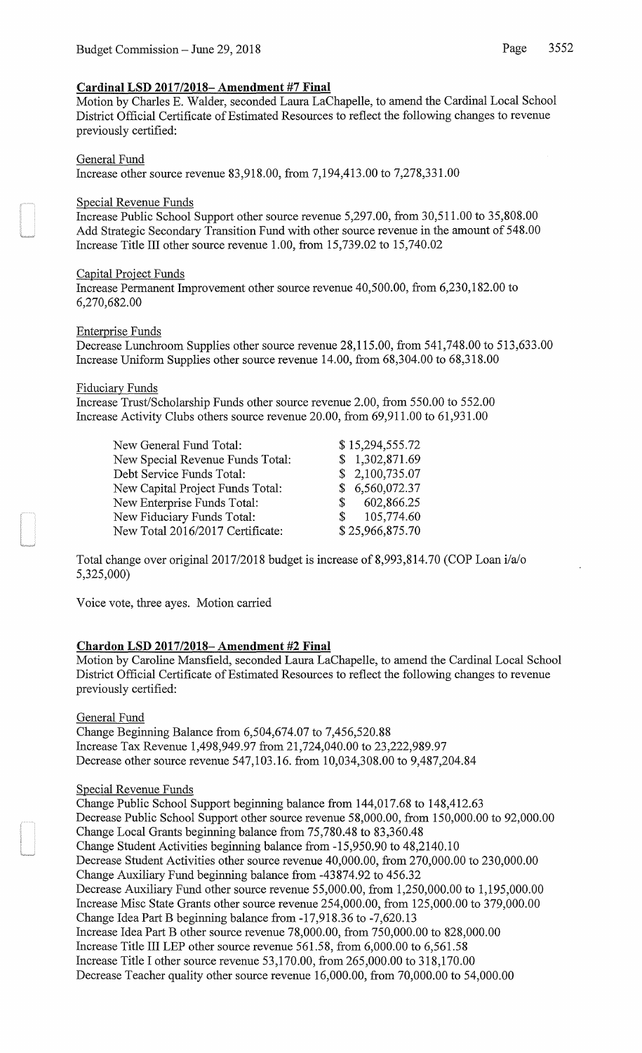### Cardinal LSD 2017/2018– Amendment #7 Final

Motion by Charles E. Walder, seconded Laura LaChapelle, to amend the Cardinal Local School District Official Certificate of Estimated Resources to reflect the following changes to revenue previously certified:

General Fund
Increase other source revenue 83,918.00, from 7,194,413.00 to 7,278,331.00

Special Revenue Funds
Increase Public School Support other source revenue 5,297.00, from 30,511.00 to 35,808.00
Add Strategic Secondary Transition Fund with other source revenue in the amount of 548.00
Increase Title III other source revenue 1.00, from 15,739.02 to 15,740.02

Capital Project Funds
Increase Permanent Improvement other source revenue 40,500.00, from 6,230,182.00 to 6,270,682.00

Enterprise Funds
Decrease Lunchroom Supplies other source revenue 28,115.00, from 541,748.00 to 513,633.00
Increase Uniform Supplies other source revenue 14.00, from 68,304.00 to 68,318.00

Fiduciary Funds
Increase Trust/Scholarship Funds other source revenue 2.00, from 550.00 to 552.00
Increase Activity Clubs others source revenue 20.00, from 69,911.00 to 61,931.00

| | |
|---|---|
| New General Fund Total: | $ 15,294,555.72 |
| New Special Revenue Funds Total: | $ 1,302,871.69 |
| Debt Service Funds Total: | $ 2,100,735.07 |
| New Capital Project Funds Total: | $ 6,560,072.37 |
| New Enterprise Funds Total: | $ 602,866.25 |
| New Fiduciary Funds Total: | $ 105,774.60 |
| New Total 2016/2017 Certificate: | $ 25,966,875.70 |

Total change over original 2017/2018 budget is increase of 8,993,814.70 (COP Loan i/a/o 5,325,000)

Voice vote, three ayes. Motion carried

### Chardon LSD 2017/2018– Amendment #2 Final

Motion by Caroline Mansfield, seconded Laura LaChapelle, to amend the Cardinal Local School District Official Certificate of Estimated Resources to reflect the following changes to revenue previously certified:

General Fund
Change Beginning Balance from 6,504,674.07 to 7,456,520.88
Increase Tax Revenue 1,498,949.97 from 21,724,040.00 to 23,222,989.97
Decrease other source revenue 547,103.16. from 10,034,308.00 to 9,487,204.84

Special Revenue Funds
Change Public School Support beginning balance from 144,017.68 to 148,412.63
Decrease Public School Support other source revenue 58,000.00, from 150,000.00 to 92,000.00
Change Local Grants beginning balance from 75,780.48 to 83,360.48
Change Student Activities beginning balance from -15,950.90 to 48,2140.10
Decrease Student Activities other source revenue 40,000.00, from 270,000.00 to 230,000.00
Change Auxiliary Fund beginning balance from -43874.92 to 456.32
Decrease Auxiliary Fund other source revenue 55,000.00, from 1,250,000.00 to 1,195,000.00
Increase Misc State Grants other source revenue 254,000.00, from 125,000.00 to 379,000.00
Change Idea Part B beginning balance from -17,918.36 to -7,620.13
Increase Idea Part B other source revenue 78,000.00, from 750,000.00 to 828,000.00
Increase Title III LEP other source revenue 561.58, from 6,000.00 to 6,561.58
Increase Title I other source revenue 53,170.00, from 265,000.00 to 318,170.00
Decrease Teacher quality other source revenue 16,000.00, from 70,000.00 to 54,000.00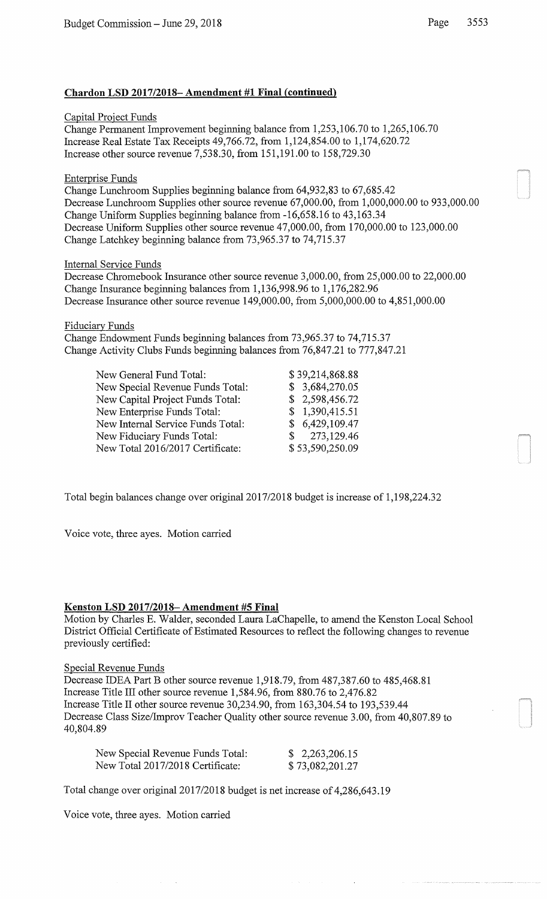**Chardon LSD 2017/2018– Amendment #1 Final (continued)**

Capital Project Funds
Change Permanent Improvement beginning balance from 1,253,106.70 to 1,265,106.70
Increase Real Estate Tax Receipts 49,766.72, from 1,124,854.00 to 1,174,620.72
Increase other source revenue 7,538.30, from 151,191.00 to 158,729.30

Enterprise Funds
Change Lunchroom Supplies beginning balance from 64,932,83 to 67,685.42
Decrease Lunchroom Supplies other source revenue 67,000.00, from 1,000,000.00 to 933,000.00
Change Uniform Supplies beginning balance from -16,658.16 to 43,163.34
Decrease Uniform Supplies other source revenue 47,000.00, from 170,000.00 to 123,000.00
Change Latchkey beginning balance from 73,965.37 to 74,715.37

Internal Service Funds
Decrease Chromebook Insurance other source revenue 3,000.00, from 25,000.00 to 22,000.00
Change Insurance beginning balances from 1,136,998.96 to 1,176,282.96
Decrease Insurance other source revenue 149,000.00, from 5,000,000.00 to 4,851,000.00

Fiduciary Funds
Change Endowment Funds beginning balances from 73,965.37 to 74,715.37
Change Activity Clubs Funds beginning balances from 76,847.21 to 777,847.21

| | |
|---|---|
| New General Fund Total: | $ 39,214,868.88 |
| New Special Revenue Funds Total: | $ 3,684,270.05 |
| New Capital Project Funds Total: | $ 2,598,456.72 |
| New Enterprise Funds Total: | $ 1,390,415.51 |
| New Internal Service Funds Total: | $ 6,429,109.47 |
| New Fiduciary Funds Total: | $ 273,129.46 |
| New Total 2016/2017 Certificate: | $ 53,590,250.09 |

Total begin balances change over original 2017/2018 budget is increase of 1,198,224.32

Voice vote, three ayes. Motion carried

**Kenston LSD 2017/2018– Amendment #5 Final**
Motion by Charles E. Walder, seconded Laura LaChapelle, to amend the Kenston Local School District Official Certificate of Estimated Resources to reflect the following changes to revenue previously certified:

Special Revenue Funds
Decrease IDEA Part B other source revenue 1,918.79, from 487,387.60 to 485,468.81
Increase Title III other source revenue 1,584.96, from 880.76 to 2,476.82
Increase Title II other source revenue 30,234.90, from 163,304.54 to 193,539.44
Decrease Class Size/Improv Teacher Quality other source revenue 3.00, from 40,807.89 to 40,804.89

| | |
|---|---|
| New Special Revenue Funds Total: | $ 2,263,206.15 |
| New Total 2017/2018 Certificate: | $ 73,082,201.27 |

Total change over original 2017/2018 budget is net increase of 4,286,643.19

Voice vote, three ayes. Motion carried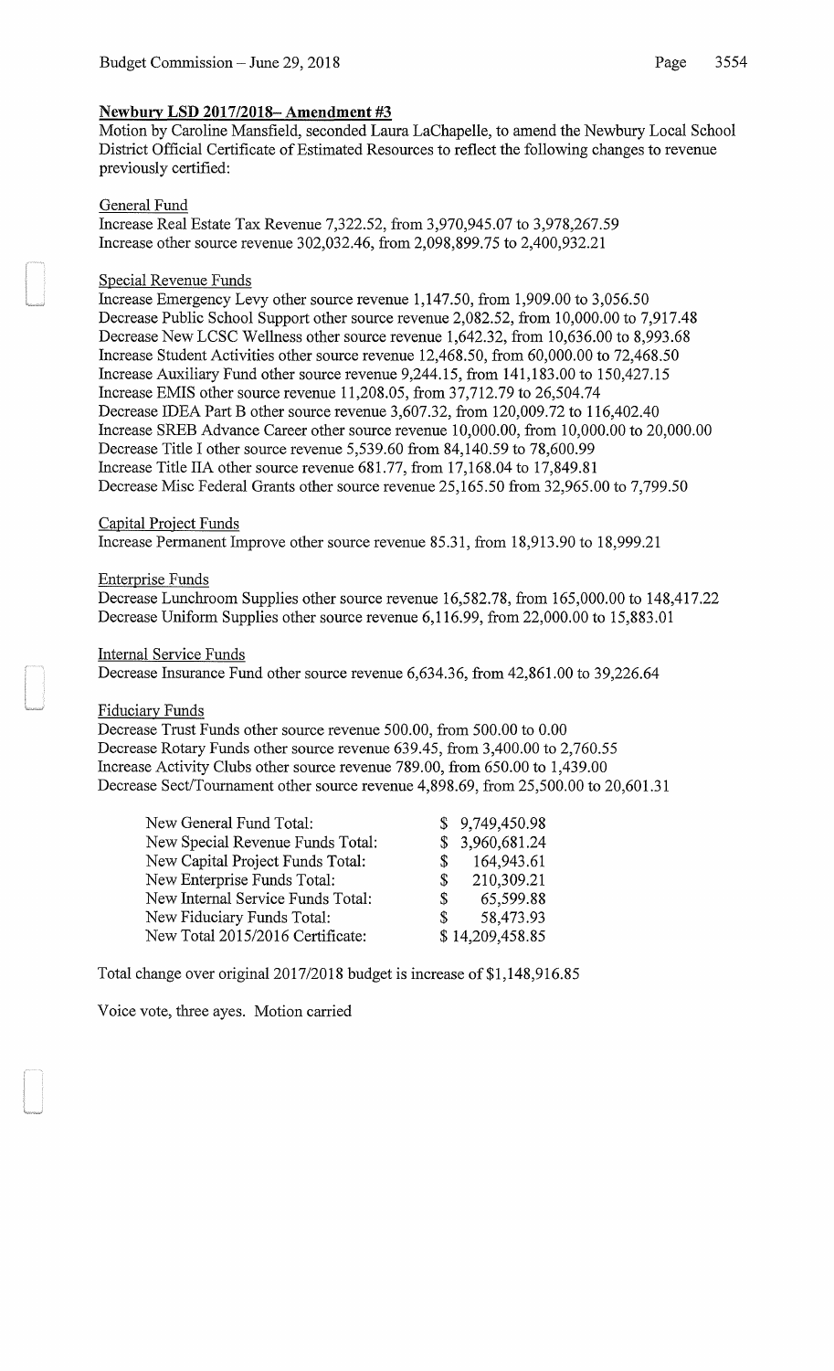## Newbury LSD 2017/2018– Amendment #3

Motion by Caroline Mansfield, seconded Laura LaChapelle, to amend the Newbury Local School District Official Certificate of Estimated Resources to reflect the following changes to revenue previously certified:

General Fund

Increase Real Estate Tax Revenue 7,322.52, from 3,970,945.07 to 3,978,267.59
Increase other source revenue 302,032.46, from 2,098,899.75 to 2,400,932.21

Special Revenue Funds

Increase Emergency Levy other source revenue 1,147.50, from 1,909.00 to 3,056.50
Decrease Public School Support other source revenue 2,082.52, from 10,000.00 to 7,917.48
Decrease New LCSC Wellness other source revenue 1,642.32, from 10,636.00 to 8,993.68
Increase Student Activities other source revenue 12,468.50, from 60,000.00 to 72,468.50
Increase Auxiliary Fund other source revenue 9,244.15, from 141,183.00 to 150,427.15
Increase EMIS other source revenue 11,208.05, from 37,712.79 to 26,504.74
Decrease IDEA Part B other source revenue 3,607.32, from 120,009.72 to 116,402.40
Increase SREB Advance Career other source revenue 10,000.00, from 10,000.00 to 20,000.00
Decrease Title I other source revenue 5,539.60 from 84,140.59 to 78,600.99
Increase Title IIA other source revenue 681.77, from 17,168.04 to 17,849.81
Decrease Misc Federal Grants other source revenue 25,165.50 from 32,965.00 to 7,799.50

Capital Project Funds

Increase Permanent Improve other source revenue 85.31, from 18,913.90 to 18,999.21

Enterprise Funds

Decrease Lunchroom Supplies other source revenue 16,582.78, from 165,000.00 to 148,417.22
Decrease Uniform Supplies other source revenue 6,116.99, from 22,000.00 to 15,883.01

Internal Service Funds

Decrease Insurance Fund other source revenue 6,634.36, from 42,861.00 to 39,226.64

Fiduciary Funds

Decrease Trust Funds other source revenue 500.00, from 500.00 to 0.00
Decrease Rotary Funds other source revenue 639.45, from 3,400.00 to 2,760.55
Increase Activity Clubs other source revenue 789.00, from 650.00 to 1,439.00
Decrease Sect/Tournament other source revenue 4,898.69, from 25,500.00 to 20,601.31

| | |
|---|---|
| New General Fund Total: | $ 9,749,450.98 |
| New Special Revenue Funds Total: | $ 3,960,681.24 |
| New Capital Project Funds Total: | $ 164,943.61 |
| New Enterprise Funds Total: | $ 210,309.21 |
| New Internal Service Funds Total: | $ 65,599.88 |
| New Fiduciary Funds Total: | $ 58,473.93 |
| New Total 2015/2016 Certificate: | $ 14,209,458.85 |

Total change over original 2017/2018 budget is increase of $1,148,916.85

Voice vote, three ayes. Motion carried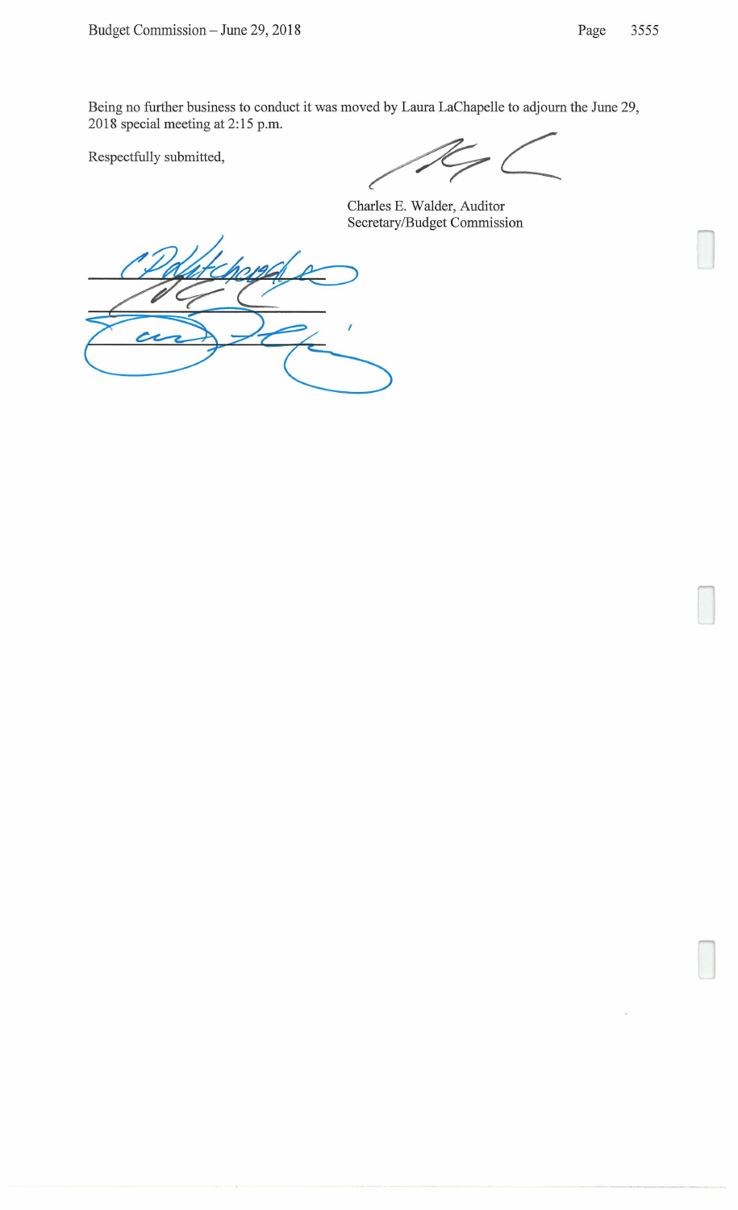Being no further business to conduct it was moved by Laura LaChapelle to adjourn the June 29, 2018 special meeting at 2:15 p.m.

Respectfully submitted,

Charles E. Walder, Auditor
Secretary/Budget Commission